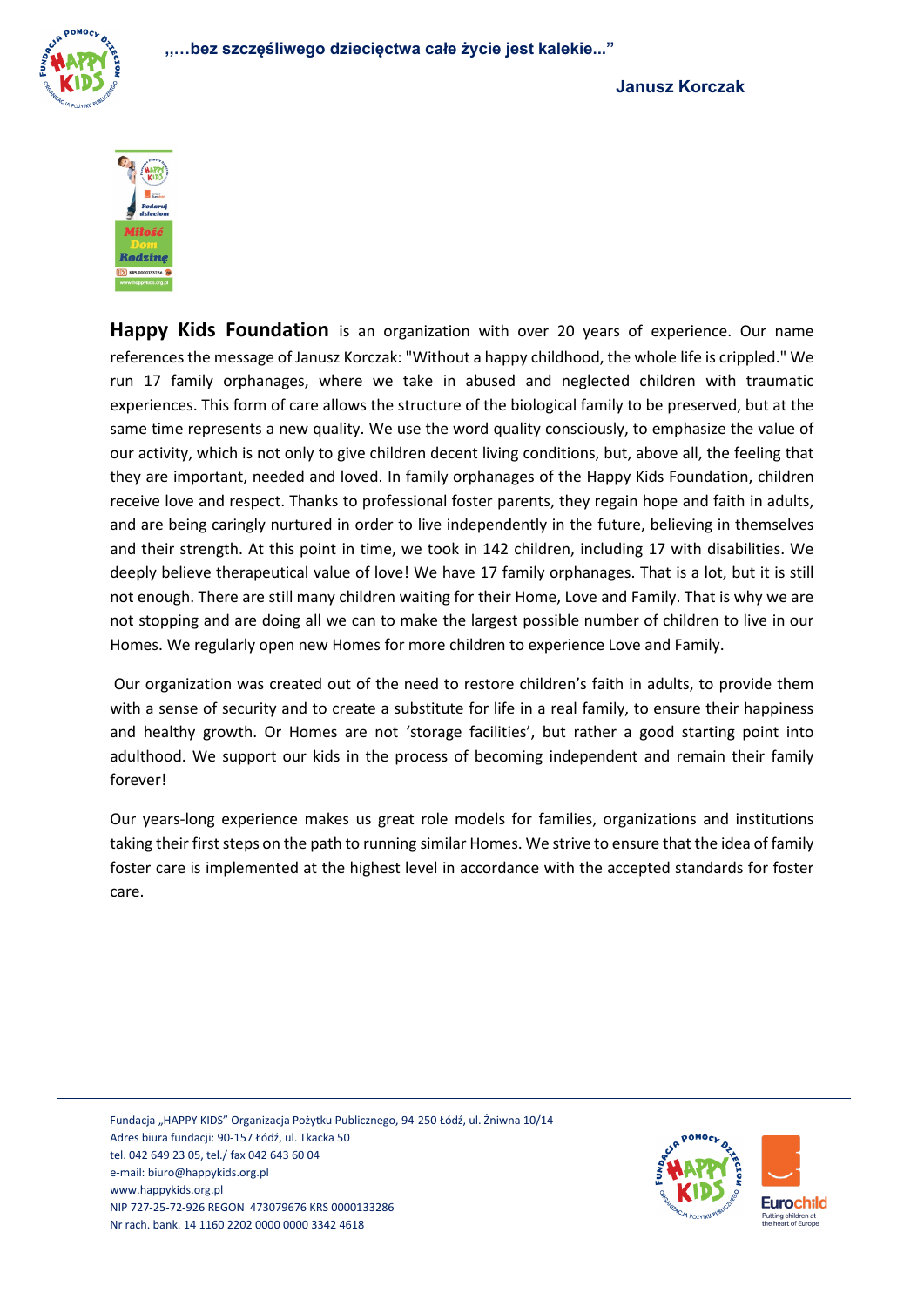„…bez szczęśliwego dziecięctwa całe życie jest kalekie..."

**Janusz Korczak**

**Happy Kids Foundation** is an organization with over 20 years of experience. Our name references the message of Janusz Korczak: "Without a happy childhood, the whole life is crippled." We run 17 family orphanages, where we take in abused and neglected children with traumatic experiences. This form of care allows the structure of the biological family to be preserved, but at the same time represents a new quality. We use the word quality consciously, to emphasize the value of our activity, which is not only to give children decent living conditions, but, above all, the feeling that they are important, needed and loved. In family orphanages of the Happy Kids Foundation, children receive love and respect. Thanks to professional foster parents, they regain hope and faith in adults, and are being caringly nurtured in order to live independently in the future, believing in themselves and their strength. At this point in time, we took in 142 children, including 17 with disabilities. We deeply believe therapeutical value of love! We have 17 family orphanages. That is a lot, but it is still not enough. There are still many children waiting for their Home, Love and Family. That is why we are not stopping and are doing all we can to make the largest possible number of children to live in our Homes. We regularly open new Homes for more children to experience Love and Family.

Our organization was created out of the need to restore children's faith in adults, to provide them with a sense of security and to create a substitute for life in a real family, to ensure their happiness and healthy growth. Or Homes are not 'storage facilities', but rather a good starting point into adulthood. We support our kids in the process of becoming independent and remain their family forever!

Our years-long experience makes us great role models for families, organizations and institutions taking their first steps on the path to running similar Homes. We strive to ensure that the idea of family foster care is implemented at the highest level in accordance with the accepted standards for foster care.

Fundacja „HAPPY KIDS" Organizacja Pożytku Publicznego, 94-250 Łódź, ul. Żniwna 10/14
Adres biura fundacji: 90-157 Łódź, ul. Tkacka 50
tel. 042 649 23 05, tel./ fax 042 643 60 04
e-mail: biuro@happykids.org.pl
www.happykids.org.pl
NIP 727-25-72-926 REGON 473079676 KRS 0000133286
Nr rach. bank. 14 1160 2202 0000 0000 3342 4618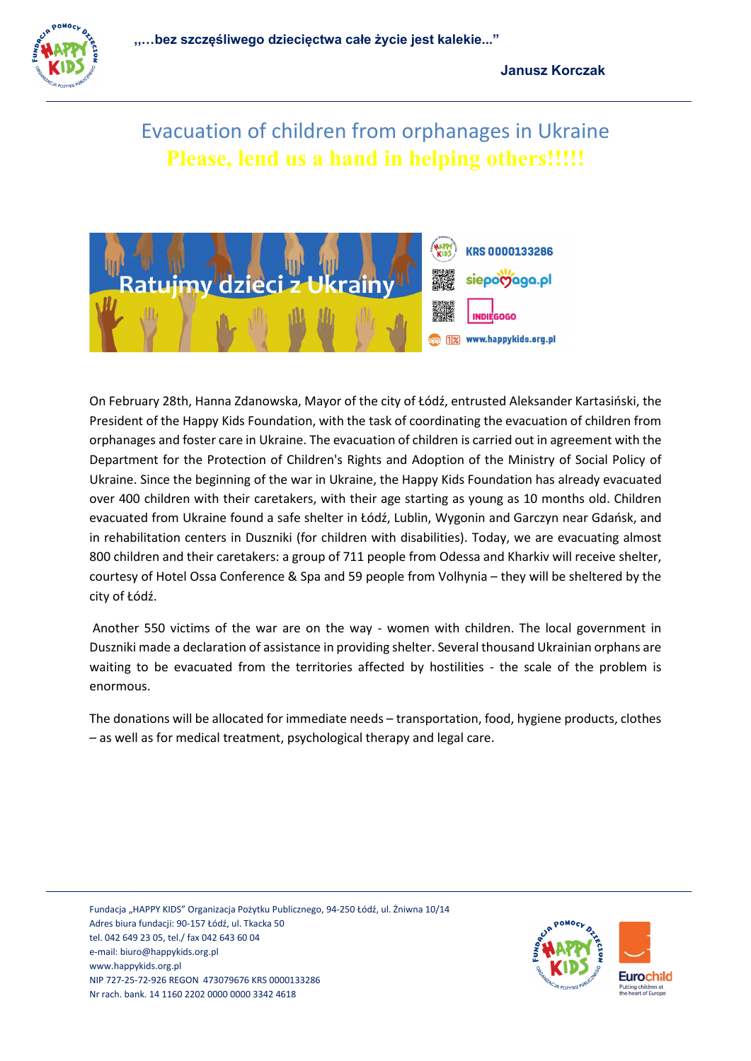# Evacuation of children from orphanages in Ukraine

## Please, lend us a hand in helping others!!!!!

On February 28th, Hanna Zdanowska, Mayor of the city of Łódź, entrusted Aleksander Kartasiński, the President of the Happy Kids Foundation, with the task of coordinating the evacuation of children from orphanages and foster care in Ukraine. The evacuation of children is carried out in agreement with the Department for the Protection of Children's Rights and Adoption of the Ministry of Social Policy of Ukraine. Since the beginning of the war in Ukraine, the Happy Kids Foundation has already evacuated over 400 children with their caretakers, with their age starting as young as 10 months old. Children evacuated from Ukraine found a safe shelter in Łódź, Lublin, Wygonin and Garczyn near Gdańsk, and in rehabilitation centers in Duszniki (for children with disabilities). Today, we are evacuating almost 800 children and their caretakers: a group of 711 people from Odessa and Kharkiv will receive shelter, courtesy of Hotel Ossa Conference & Spa and 59 people from Volhynia – they will be sheltered by the city of Łódź.

Another 550 victims of the war are on the way - women with children. The local government in Duszniki made a declaration of assistance in providing shelter. Several thousand Ukrainian orphans are waiting to be evacuated from the territories affected by hostilities - the scale of the problem is enormous.

The donations will be allocated for immediate needs – transportation, food, hygiene products, clothes – as well as for medical treatment, psychological therapy and legal care.

Fundacja „HAPPY KIDS" Organizacja Pożytku Publicznego, 94-250 Łódź, ul. Żniwna 10/14
Adres biura fundacji: 90-157 Łódź, ul. Tkacka 50
tel. 042 649 23 05, tel./ fax 042 643 60 04
e-mail: biuro@happykids.org.pl
www.happykids.org.pl
NIP 727-25-72-926 REGON 473079676 KRS 0000133286
Nr rach. bank. 14 1160 2202 0000 0000 3342 4618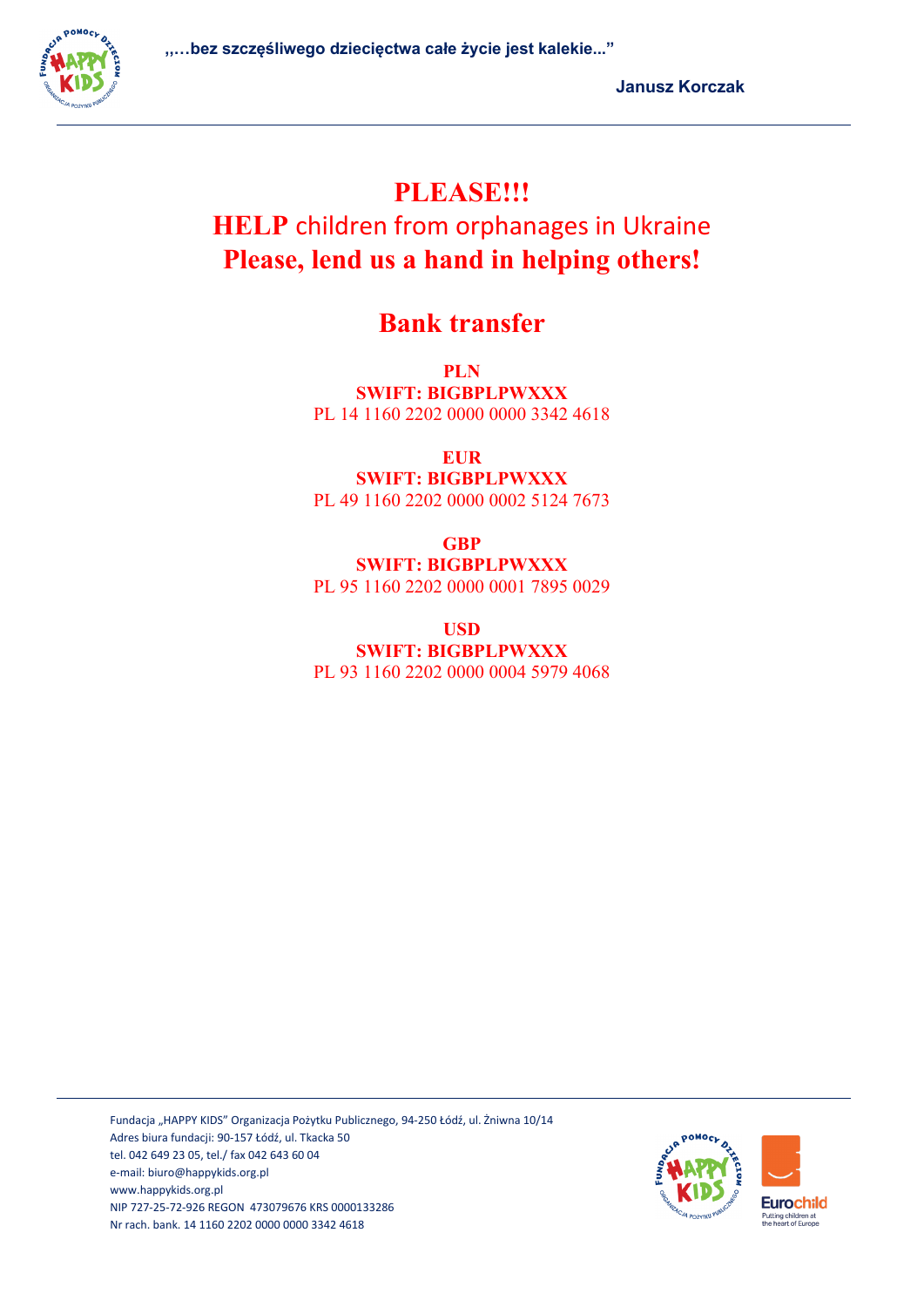# PLEASE!!!

## HELP children from orphanages in Ukraine

## Please, lend us a hand in helping others!

## Bank transfer

**PLN**
**SWIFT: BIGBPLPWXXX**
PL 14 1160 2202 0000 0000 3342 4618

**EUR**
**SWIFT: BIGBPLPWXXX**
PL 49 1160 2202 0000 0002 5124 7673

**GBP**
**SWIFT: BIGBPLPWXXX**
PL 95 1160 2202 0000 0001 7895 0029

**USD**
**SWIFT: BIGBPLPWXXX**
PL 93 1160 2202 0000 0004 5979 4068